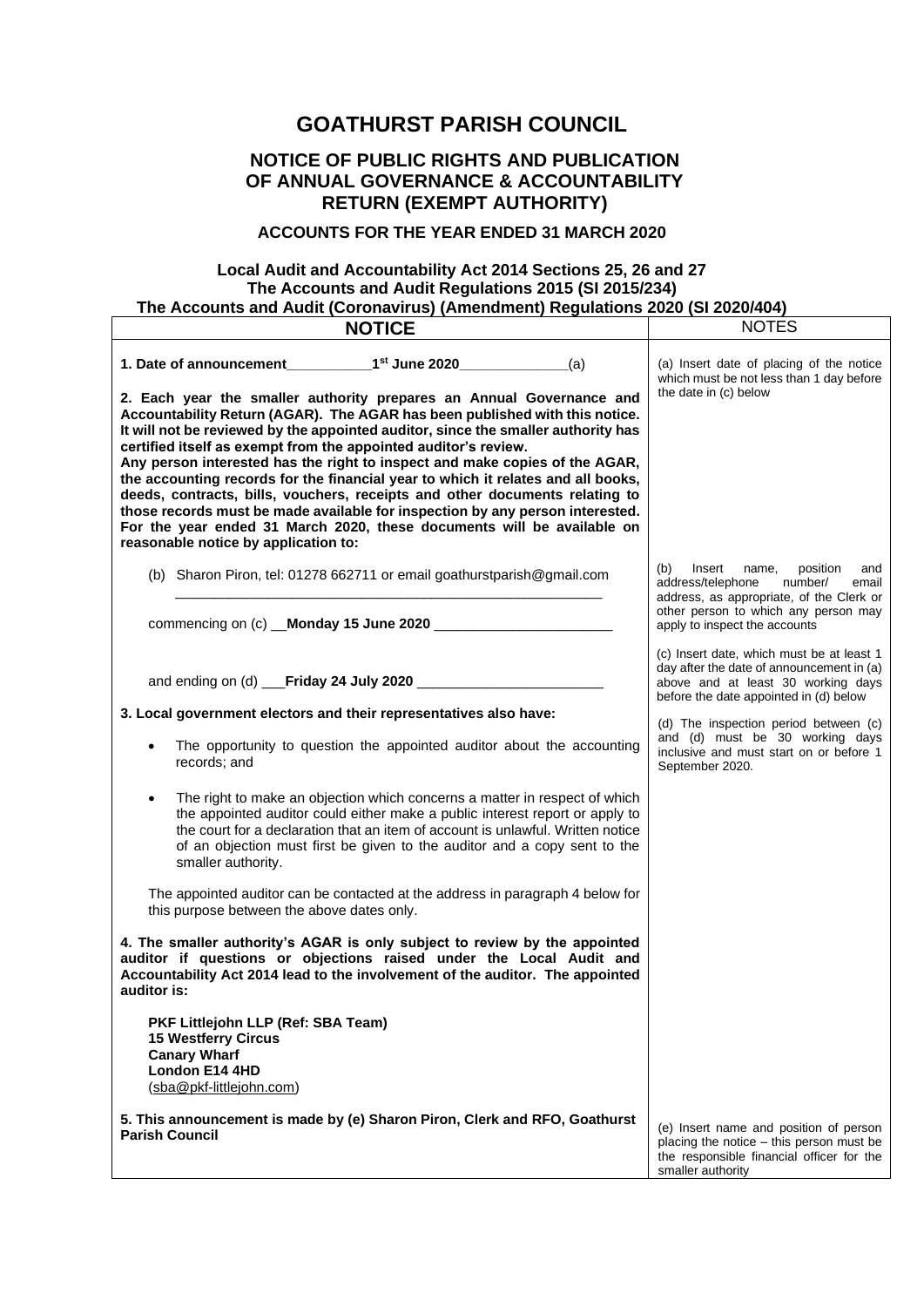# GOATHURST PARISH COUNCIL

## NOTICE OF PUBLIC RIGHTS AND PUBLICATION OF ANNUAL GOVERNANCE & ACCOUNTABILITY RETURN (EXEMPT AUTHORITY)

### ACCOUNTS FOR THE YEAR ENDED 31 MARCH 2020

**Local Audit and Accountability Act 2014 Sections 25, 26 and 27**
**The Accounts and Audit Regulations 2015 (SI 2015/234)**
**The Accounts and Audit (Coronavirus) (Amendment) Regulations 2020 (SI 2020/404)**

| NOTICE | NOTES |
|---|---|
| **1. Date of announcement___________1st June 2020______________**(a)<br><br>**2. Each year the smaller authority prepares an Annual Governance and Accountability Return (AGAR). The AGAR has been published with this notice. It will not be reviewed by the appointed auditor, since the smaller authority has certified itself as exempt from the appointed auditor's review.**<br>**Any person interested has the right to inspect and make copies of the AGAR, the accounting records for the financial year to which it relates and all books, deeds, contracts, bills, vouchers, receipts and other documents relating to those records must be made available for inspection by any person interested. For the year ended 31 March 2020, these documents will be available on reasonable notice by application to:** | (a) Insert date of placing of the notice which must be not less than 1 day before the date in (c) below |
| (b) Sharon Piron, tel: 01278 662711 or email goathurstparish@gmail.com<br>_______________________________________________________<br><br>commencing on (c) __**Monday 15 June 2020** _______________________<br><br>and ending on (d) ___**Friday 24 July 2020** ________________________ | (b) Insert name, position and address/telephone number/ email address, as appropriate, of the Clerk or other person to which any person may apply to inspect the accounts<br><br>(c) Insert date, which must be at least 1 day after the date of announcement in (a) above and at least 30 working days before the date appointed in (d) below<br><br>(d) The inspection period between (c) and (d) must be 30 working days inclusive and must start on or before 1 September 2020. |
| **3. Local government electors and their representatives also have:**<br><br>• The opportunity to question the appointed auditor about the accounting records; and<br><br>• The right to make an objection which concerns a matter in respect of which the appointed auditor could either make a public interest report or apply to the court for a declaration that an item of account is unlawful. Written notice of an objection must first be given to the auditor and a copy sent to the smaller authority.<br><br>The appointed auditor can be contacted at the address in paragraph 4 below for this purpose between the above dates only.<br><br>**4. The smaller authority's AGAR is only subject to review by the appointed auditor if questions or objections raised under the Local Audit and Accountability Act 2014 lead to the involvement of the auditor. The appointed auditor is:**<br><br>**PKF Littlejohn LLP (Ref: SBA Team)**<br>**15 Westferry Circus**<br>**Canary Wharf**<br>**London E14 4HD**<br>(sba@pkf-littlejohn.com) | |
| **5. This announcement is made by (e) Sharon Piron, Clerk and RFO, Goathurst Parish Council** | (e) Insert name and position of person placing the notice – this person must be the responsible financial officer for the smaller authority |